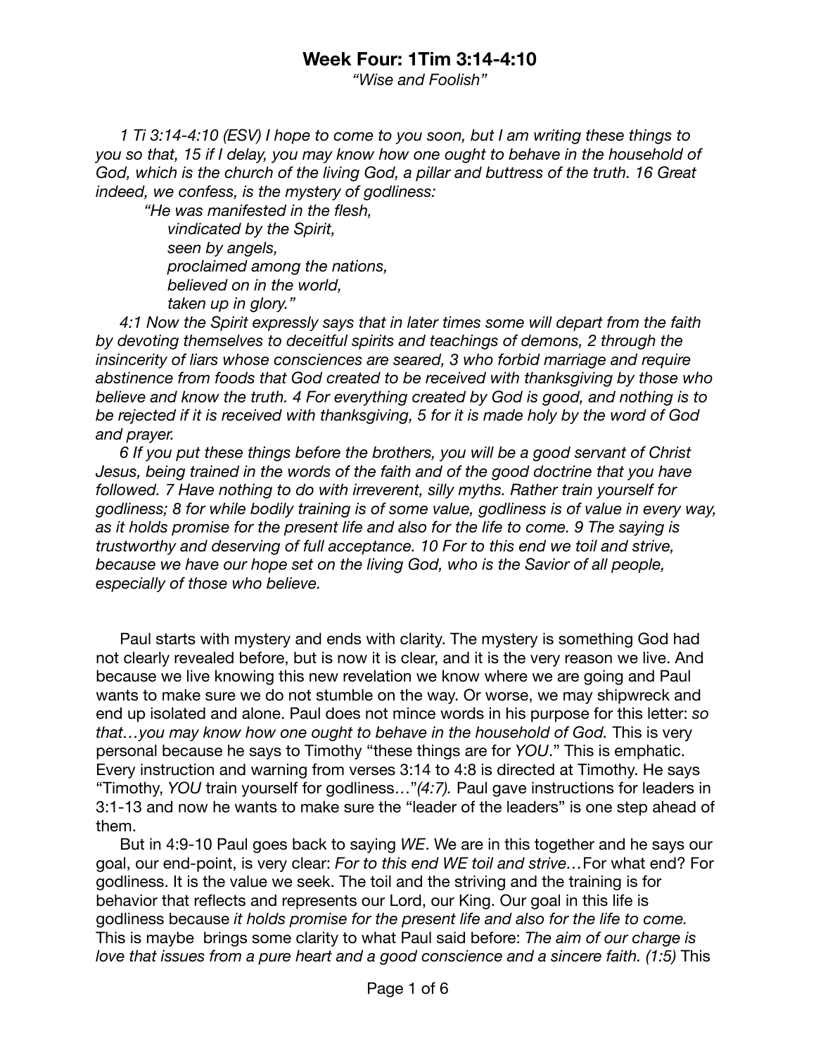# Week Four: 1Tim 3:14-4:10

*"Wise and Foolish"*

*1 Ti 3:14-4:10 (ESV) I hope to come to you soon, but I am writing these things to you so that, 15 if I delay, you may know how one ought to behave in the household of God, which is the church of the living God, a pillar and buttress of the truth. 16 Great indeed, we confess, is the mystery of godliness:*

> *"He was manifested in the flesh,*
> *vindicated by the Spirit,*
> *seen by angels,*
> *proclaimed among the nations,*
> *believed on in the world,*
> *taken up in glory."*

*4:1 Now the Spirit expressly says that in later times some will depart from the faith by devoting themselves to deceitful spirits and teachings of demons, 2 through the insincerity of liars whose consciences are seared, 3 who forbid marriage and require abstinence from foods that God created to be received with thanksgiving by those who believe and know the truth. 4 For everything created by God is good, and nothing is to be rejected if it is received with thanksgiving, 5 for it is made holy by the word of God and prayer.*

*6 If you put these things before the brothers, you will be a good servant of Christ Jesus, being trained in the words of the faith and of the good doctrine that you have followed. 7 Have nothing to do with irreverent, silly myths. Rather train yourself for godliness; 8 for while bodily training is of some value, godliness is of value in every way, as it holds promise for the present life and also for the life to come. 9 The saying is trustworthy and deserving of full acceptance. 10 For to this end we toil and strive, because we have our hope set on the living God, who is the Savior of all people, especially of those who believe.*

Paul starts with mystery and ends with clarity. The mystery is something God had not clearly revealed before, but is now it is clear, and it is the very reason we live. And because we live knowing this new revelation we know where we are going and Paul wants to make sure we do not stumble on the way. Or worse, we may shipwreck and end up isolated and alone. Paul does not mince words in his purpose for this letter: *so that…you may know how one ought to behave in the household of God.* This is very personal because he says to Timothy "these things are for *YOU*." This is emphatic. Every instruction and warning from verses 3:14 to 4:8 is directed at Timothy. He says "Timothy, *YOU* train yourself for godliness…"*(4:7).* Paul gave instructions for leaders in 3:1-13 and now he wants to make sure the "leader of the leaders" is one step ahead of them.

But in 4:9-10 Paul goes back to saying *WE*. We are in this together and he says our goal, our end-point, is very clear: *For to this end WE toil and strive…*For what end? For godliness. It is the value we seek. The toil and the striving and the training is for behavior that reflects and represents our Lord, our King. Our goal in this life is godliness because *it holds promise for the present life and also for the life to come.* This is maybe brings some clarity to what Paul said before: *The aim of our charge is love that issues from a pure heart and a good conscience and a sincere faith. (1:5)* This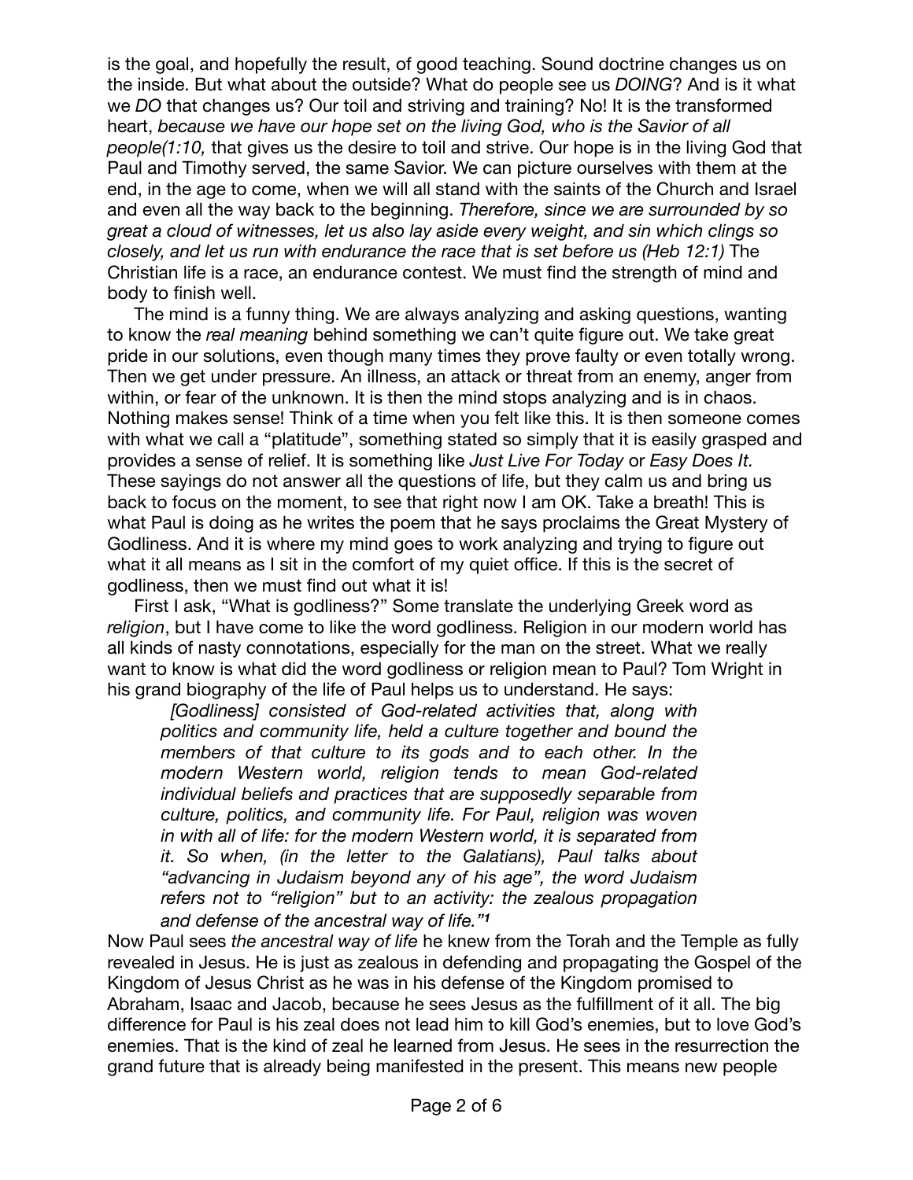is the goal, and hopefully the result, of good teaching. Sound doctrine changes us on the inside. But what about the outside? What do people see us *DOING*? And is it what we *DO* that changes us? Our toil and striving and training? No! It is the transformed heart, *because we have our hope set on the living God, who is the Savior of all people(1:10,* that gives us the desire to toil and strive. Our hope is in the living God that Paul and Timothy served, the same Savior. We can picture ourselves with them at the end, in the age to come, when we will all stand with the saints of the Church and Israel and even all the way back to the beginning. *Therefore, since we are surrounded by so great a cloud of witnesses, let us also lay aside every weight, and sin which clings so closely, and let us run with endurance the race that is set before us (Heb 12:1)* The Christian life is a race, an endurance contest. We must find the strength of mind and body to finish well.

The mind is a funny thing. We are always analyzing and asking questions, wanting to know the *real meaning* behind something we can't quite figure out. We take great pride in our solutions, even though many times they prove faulty or even totally wrong. Then we get under pressure. An illness, an attack or threat from an enemy, anger from within, or fear of the unknown. It is then the mind stops analyzing and is in chaos. Nothing makes sense! Think of a time when you felt like this. It is then someone comes with what we call a "platitude", something stated so simply that it is easily grasped and provides a sense of relief. It is something like *Just Live For Today* or *Easy Does It.* These sayings do not answer all the questions of life, but they calm us and bring us back to focus on the moment, to see that right now I am OK. Take a breath! This is what Paul is doing as he writes the poem that he says proclaims the Great Mystery of Godliness. And it is where my mind goes to work analyzing and trying to figure out what it all means as I sit in the comfort of my quiet office. If this is the secret of godliness, then we must find out what it is!

First I ask, "What is godliness?" Some translate the underlying Greek word as *religion*, but I have come to like the word godliness. Religion in our modern world has all kinds of nasty connotations, especially for the man on the street. What we really want to know is what did the word godliness or religion mean to Paul? Tom Wright in his grand biography of the life of Paul helps us to understand. He says:

> *[Godliness] consisted of God-related activities that, along with politics and community life, held a culture together and bound the members of that culture to its gods and to each other. In the modern Western world, religion tends to mean God-related individual beliefs and practices that are supposedly separable from culture, politics, and community life. For Paul, religion was woven in with all of life: for the modern Western world, it is separated from it. So when, (in the letter to the Galatians), Paul talks about "advancing in Judaism beyond any of his age", the word Judaism refers not to "religion" but to an activity: the zealous propagation and defense of the ancestral way of life."*[1]

Now Paul sees *the ancestral way of life* he knew from the Torah and the Temple as fully revealed in Jesus. He is just as zealous in defending and propagating the Gospel of the Kingdom of Jesus Christ as he was in his defense of the Kingdom promised to Abraham, Isaac and Jacob, because he sees Jesus as the fulfillment of it all. The big difference for Paul is his zeal does not lead him to kill God's enemies, but to love God's enemies. That is the kind of zeal he learned from Jesus. He sees in the resurrection the grand future that is already being manifested in the present. This means new people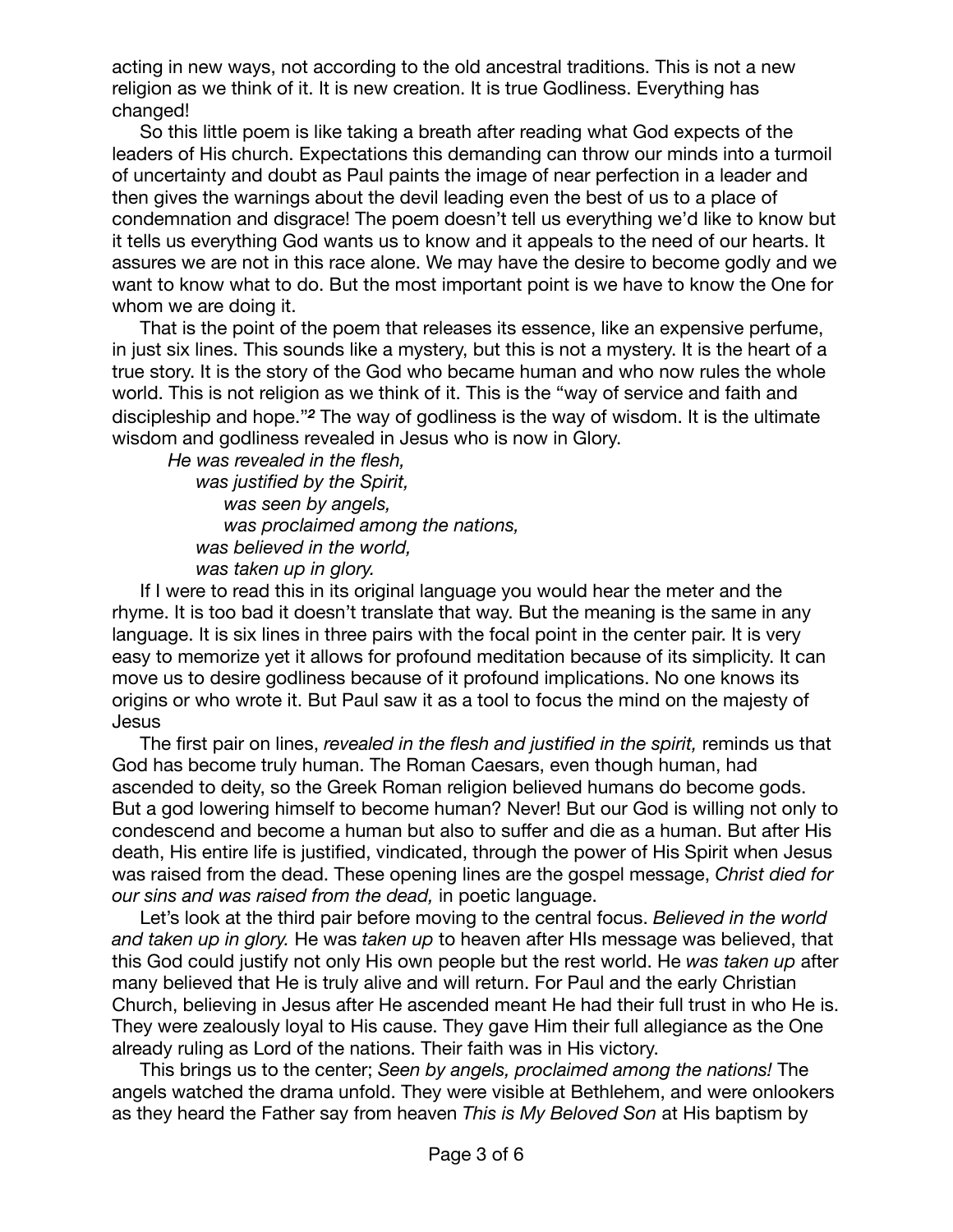acting in new ways, not according to the old ancestral traditions. This is not a new religion as we think of it. It is new creation. It is true Godliness. Everything has changed!

So this little poem is like taking a breath after reading what God expects of the leaders of His church. Expectations this demanding can throw our minds into a turmoil of uncertainty and doubt as Paul paints the image of near perfection in a leader and then gives the warnings about the devil leading even the best of us to a place of condemnation and disgrace! The poem doesn't tell us everything we'd like to know but it tells us everything God wants us to know and it appeals to the need of our hearts. It assures we are not in this race alone. We may have the desire to become godly and we want to know what to do. But the most important point is we have to know the One for whom we are doing it.

That is the point of the poem that releases its essence, like an expensive perfume, in just six lines. This sounds like a mystery, but this is not a mystery. It is the heart of a true story. It is the story of the God who became human and who now rules the whole world. This is not religion as we think of it. This is the "way of service and faith and discipleship and hope."[2] The way of godliness is the way of wisdom. It is the ultimate wisdom and godliness revealed in Jesus who is now in Glory.

> *He was revealed in the flesh,*
> *was justified by the Spirit,*
> *was seen by angels,*
> *was proclaimed among the nations,*
> *was believed in the world,*
> *was taken up in glory.*

If I were to read this in its original language you would hear the meter and the rhyme. It is too bad it doesn't translate that way. But the meaning is the same in any language. It is six lines in three pairs with the focal point in the center pair. It is very easy to memorize yet it allows for profound meditation because of its simplicity. It can move us to desire godliness because of it profound implications. No one knows its origins or who wrote it. But Paul saw it as a tool to focus the mind on the majesty of Jesus

The first pair on lines, *revealed in the flesh and justified in the spirit,* reminds us that God has become truly human. The Roman Caesars, even though human, had ascended to deity, so the Greek Roman religion believed humans do become gods. But a god lowering himself to become human? Never! But our God is willing not only to condescend and become a human but also to suffer and die as a human. But after His death, His entire life is justified, vindicated, through the power of His Spirit when Jesus was raised from the dead. These opening lines are the gospel message, *Christ died for our sins and was raised from the dead,* in poetic language.

Let's look at the third pair before moving to the central focus. *Believed in the world and taken up in glory.* He was *taken up* to heaven after HIs message was believed, that this God could justify not only His own people but the rest world. He *was taken up* after many believed that He is truly alive and will return. For Paul and the early Christian Church, believing in Jesus after He ascended meant He had their full trust in who He is. They were zealously loyal to His cause. They gave Him their full allegiance as the One already ruling as Lord of the nations. Their faith was in His victory.

This brings us to the center; *Seen by angels, proclaimed among the nations!* The angels watched the drama unfold. They were visible at Bethlehem, and were onlookers as they heard the Father say from heaven *This is My Beloved Son* at His baptism by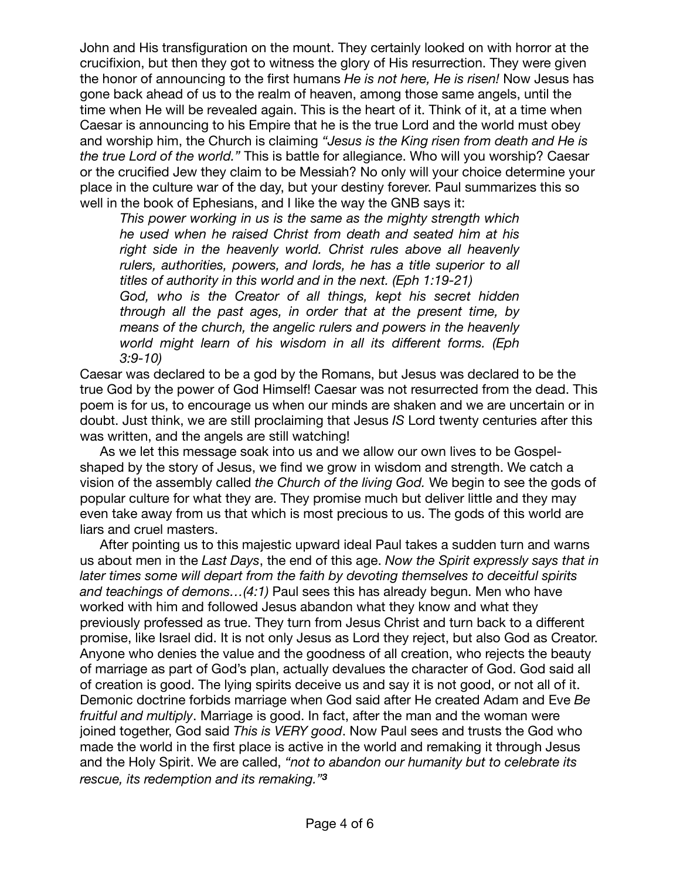John and His transfiguration on the mount. They certainly looked on with horror at the crucifixion, but then they got to witness the glory of His resurrection. They were given the honor of announcing to the first humans *He is not here, He is risen!* Now Jesus has gone back ahead of us to the realm of heaven, among those same angels, until the time when He will be revealed again. This is the heart of it. Think of it, at a time when Caesar is announcing to his Empire that he is the true Lord and the world must obey and worship him, the Church is claiming *"Jesus is the King risen from death and He is the true Lord of the world."* This is battle for allegiance. Who will you worship? Caesar or the crucified Jew they claim to be Messiah? No only will your choice determine your place in the culture war of the day, but your destiny forever. Paul summarizes this so well in the book of Ephesians, and I like the way the GNB says it:

> *This power working in us is the same as the mighty strength which he used when he raised Christ from death and seated him at his right side in the heavenly world. Christ rules above all heavenly rulers, authorities, powers, and lords, he has a title superior to all titles of authority in this world and in the next. (Eph 1:19-21)*
>
> *God, who is the Creator of all things, kept his secret hidden through all the past ages, in order that at the present time, by means of the church, the angelic rulers and powers in the heavenly world might learn of his wisdom in all its different forms. (Eph 3:9-10)*

Caesar was declared to be a god by the Romans, but Jesus was declared to be the true God by the power of God Himself! Caesar was not resurrected from the dead. This poem is for us, to encourage us when our minds are shaken and we are uncertain or in doubt. Just think, we are still proclaiming that Jesus *IS* Lord twenty centuries after this was written, and the angels are still watching!

As we let this message soak into us and we allow our own lives to be Gospel-shaped by the story of Jesus, we find we grow in wisdom and strength. We catch a vision of the assembly called *the Church of the living God.* We begin to see the gods of popular culture for what they are. They promise much but deliver little and they may even take away from us that which is most precious to us. The gods of this world are liars and cruel masters.

After pointing us to this majestic upward ideal Paul takes a sudden turn and warns us about men in the *Last Days*, the end of this age. *Now the Spirit expressly says that in later times some will depart from the faith by devoting themselves to deceitful spirits and teachings of demons…(4:1)* Paul sees this has already begun. Men who have worked with him and followed Jesus abandon what they know and what they previously professed as true. They turn from Jesus Christ and turn back to a different promise, like Israel did. It is not only Jesus as Lord they reject, but also God as Creator. Anyone who denies the value and the goodness of all creation, who rejects the beauty of marriage as part of God's plan, actually devalues the character of God. God said all of creation is good. The lying spirits deceive us and say it is not good, or not all of it. Demonic doctrine forbids marriage when God said after He created Adam and Eve *Be fruitful and multiply*. Marriage is good. In fact, after the man and the woman were joined together, God said *This is VERY good*. Now Paul sees and trusts the God who made the world in the first place is active in the world and remaking it through Jesus and the Holy Spirit. We are called, *"not to abandon our humanity but to celebrate its rescue, its redemption and its remaking."*[3]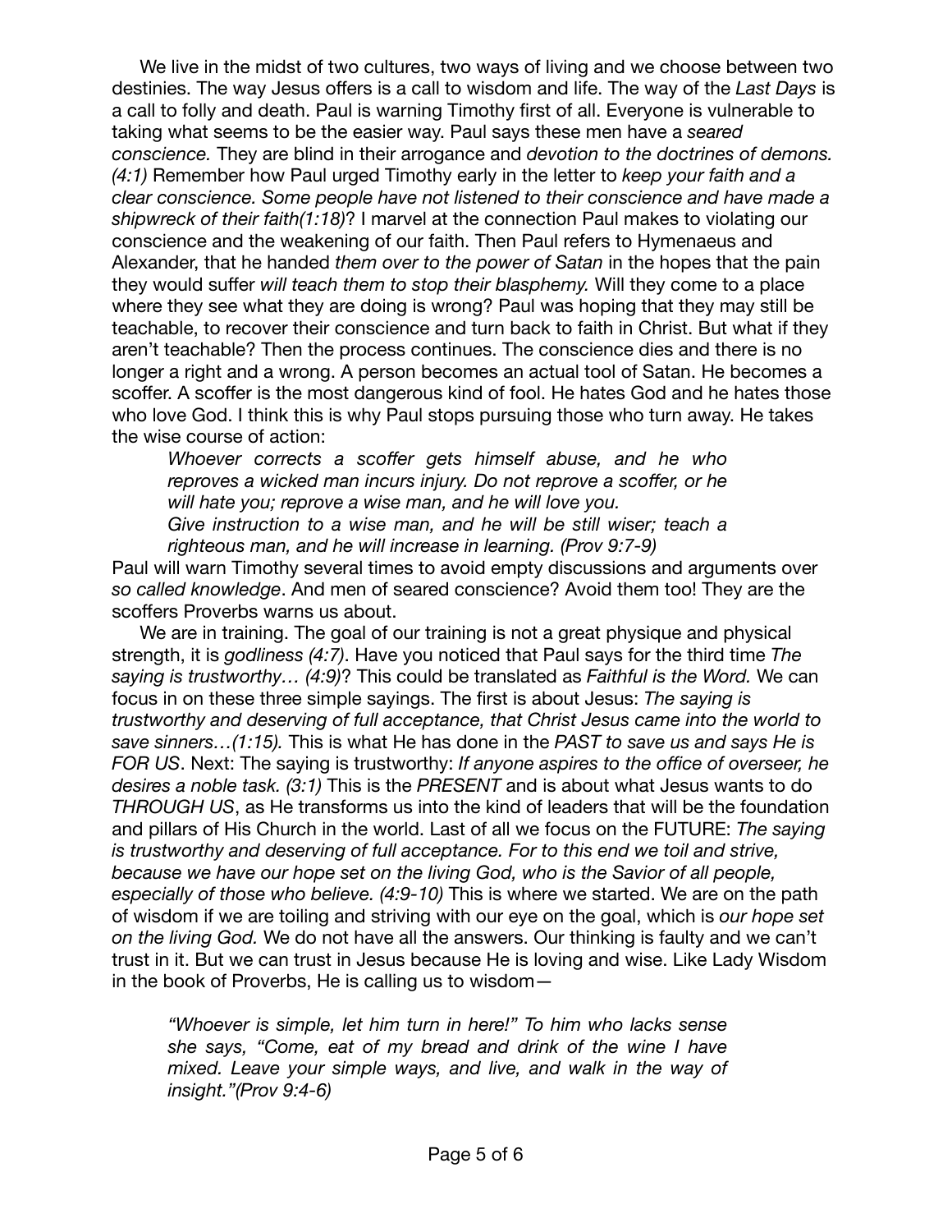We live in the midst of two cultures, two ways of living and we choose between two destinies. The way Jesus offers is a call to wisdom and life. The way of the *Last Days* is a call to folly and death. Paul is warning Timothy first of all. Everyone is vulnerable to taking what seems to be the easier way. Paul says these men have a *seared conscience.* They are blind in their arrogance and *devotion to the doctrines of demons. (4:1)* Remember how Paul urged Timothy early in the letter to *keep your faith and a clear conscience. Some people have not listened to their conscience and have made a shipwreck of their faith(1:18)*? I marvel at the connection Paul makes to violating our conscience and the weakening of our faith. Then Paul refers to Hymenaeus and Alexander, that he handed *them over to the power of Satan* in the hopes that the pain they would suffer *will teach them to stop their blasphemy.* Will they come to a place where they see what they are doing is wrong? Paul was hoping that they may still be teachable, to recover their conscience and turn back to faith in Christ. But what if they aren't teachable? Then the process continues. The conscience dies and there is no longer a right and a wrong. A person becomes an actual tool of Satan. He becomes a scoffer. A scoffer is the most dangerous kind of fool. He hates God and he hates those who love God. I think this is why Paul stops pursuing those who turn away. He takes the wise course of action:

> *Whoever corrects a scoffer gets himself abuse, and he who reproves a wicked man incurs injury. Do not reprove a scoffer, or he will hate you; reprove a wise man, and he will love you.*
> *Give instruction to a wise man, and he will be still wiser; teach a righteous man, and he will increase in learning. (Prov 9:7-9)*

Paul will warn Timothy several times to avoid empty discussions and arguments over *so called knowledge*. And men of seared conscience? Avoid them too! They are the scoffers Proverbs warns us about.

We are in training. The goal of our training is not a great physique and physical strength, it is *godliness (4:7)*. Have you noticed that Paul says for the third time *The saying is trustworthy… (4:9)*? This could be translated as *Faithful is the Word.* We can focus in on these three simple sayings. The first is about Jesus: *The saying is trustworthy and deserving of full acceptance, that Christ Jesus came into the world to save sinners…(1:15).* This is what He has done in the *PAST to save us and says He is FOR US*. Next: The saying is trustworthy: *If anyone aspires to the office of overseer, he desires a noble task. (3:1)* This is the *PRESENT* and is about what Jesus wants to do *THROUGH US*, as He transforms us into the kind of leaders that will be the foundation and pillars of His Church in the world. Last of all we focus on the FUTURE: *The saying is trustworthy and deserving of full acceptance. For to this end we toil and strive, because we have our hope set on the living God, who is the Savior of all people, especially of those who believe. (4:9-10)* This is where we started. We are on the path of wisdom if we are toiling and striving with our eye on the goal, which is *our hope set on the living God.* We do not have all the answers. Our thinking is faulty and we can't trust in it. But we can trust in Jesus because He is loving and wise. Like Lady Wisdom in the book of Proverbs, He is calling us to wisdom—

> *"Whoever is simple, let him turn in here!" To him who lacks sense she says, "Come, eat of my bread and drink of the wine I have mixed. Leave your simple ways, and live, and walk in the way of insight."(Prov 9:4-6)*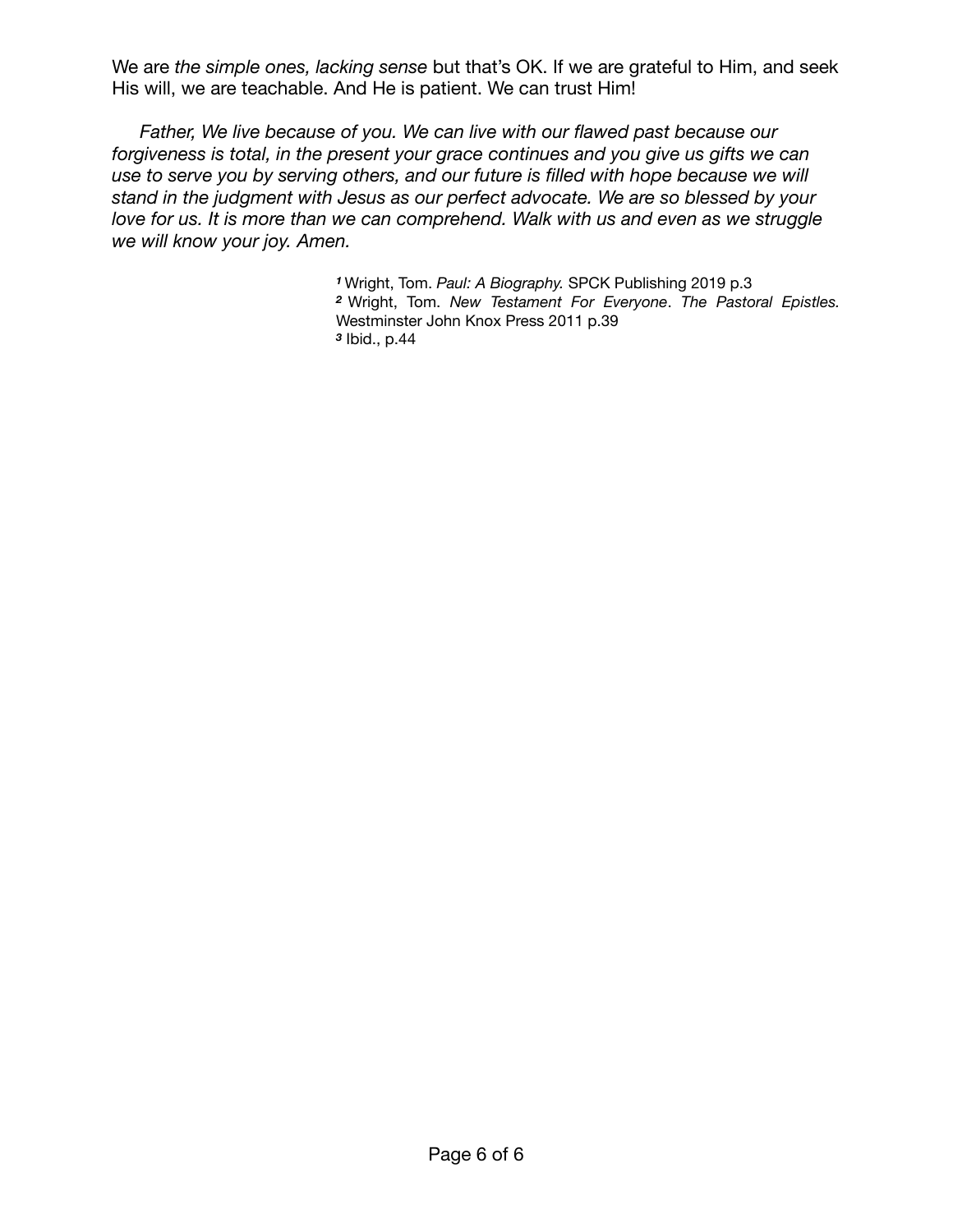We are *the simple ones, lacking sense* but that's OK. If we are grateful to Him, and seek His will, we are teachable. And He is patient. We can trust Him!

*Father, We live because of you. We can live with our flawed past because our forgiveness is total, in the present your grace continues and you give us gifts we can use to serve you by serving others, and our future is filled with hope because we will stand in the judgment with Jesus as our perfect advocate. We are so blessed by your love for us. It is more than we can comprehend. Walk with us and even as we struggle we will know your joy. Amen.*

[1] Wright, Tom. *Paul: A Biography.* SPCK Publishing 2019 p.3
[2] Wright, Tom. *New Testament For Everyone*. *The Pastoral Epistles.* Westminster John Knox Press 2011 p.39
[3] Ibid., p.44